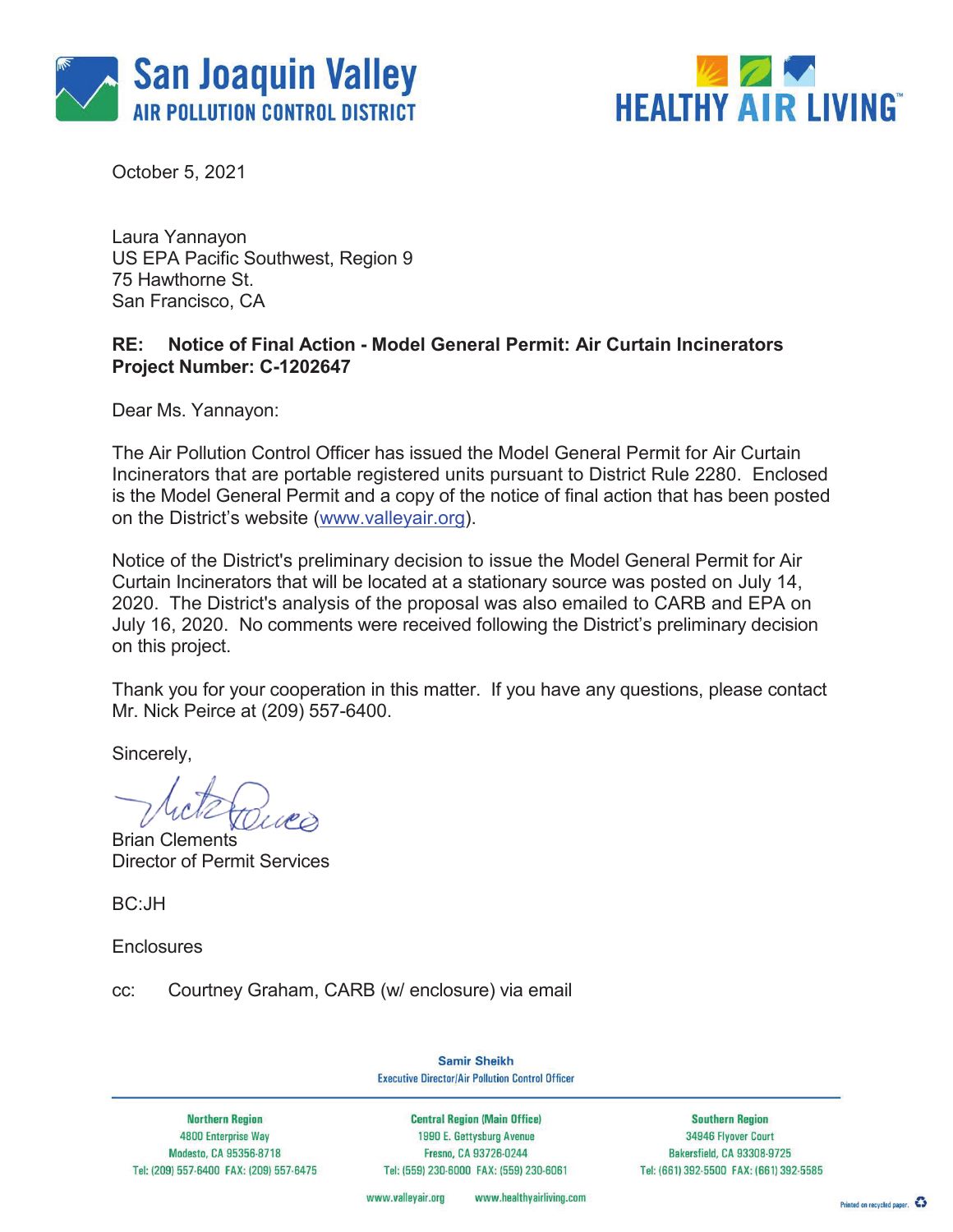San Joaquin Valley
AIR POLLUTION CONTROL DISTRICT

HEALTHY AIR LIVING™

October 5, 2021

Laura Yannayon
US EPA Pacific Southwest, Region 9
75 Hawthorne St.
San Francisco, CA

**RE: Notice of Final Action - Model General Permit: Air Curtain Incinerators**
**Project Number: C-1202647**

Dear Ms. Yannayon:

The Air Pollution Control Officer has issued the Model General Permit for Air Curtain Incinerators that are portable registered units pursuant to District Rule 2280. Enclosed is the Model General Permit and a copy of the notice of final action that has been posted on the District's website (www.valleyair.org).

Notice of the District's preliminary decision to issue the Model General Permit for Air Curtain Incinerators that will be located at a stationary source was posted on July 14, 2020. The District's analysis of the proposal was also emailed to CARB and EPA on July 16, 2020. No comments were received following the District's preliminary decision on this project.

Thank you for your cooperation in this matter. If you have any questions, please contact Mr. Nick Peirce at (209) 557-6400.

Sincerely,

Brian Clements
Director of Permit Services

BC:JH

Enclosures

cc: Courtney Graham, CARB (w/ enclosure) via email

Samir Sheikh
Executive Director/Air Pollution Control Officer

| Northern Region | Central Region (Main Office) | Southern Region |
|---|---|---|
| 4800 Enterprise Way | 1990 E. Gettysburg Avenue | 34946 Flyover Court |
| Modesto, CA 95356-8718 | Fresno, CA 93726-0244 | Bakersfield, CA 93308-9725 |
| Tel: (209) 557-6400 FAX: (209) 557-6475 | Tel: (559) 230-6000 FAX: (559) 230-6061 | Tel: (661) 392-5500 FAX: (661) 392-5585 |

www.valleyair.org www.healthyairliving.com

Printed on recycled paper.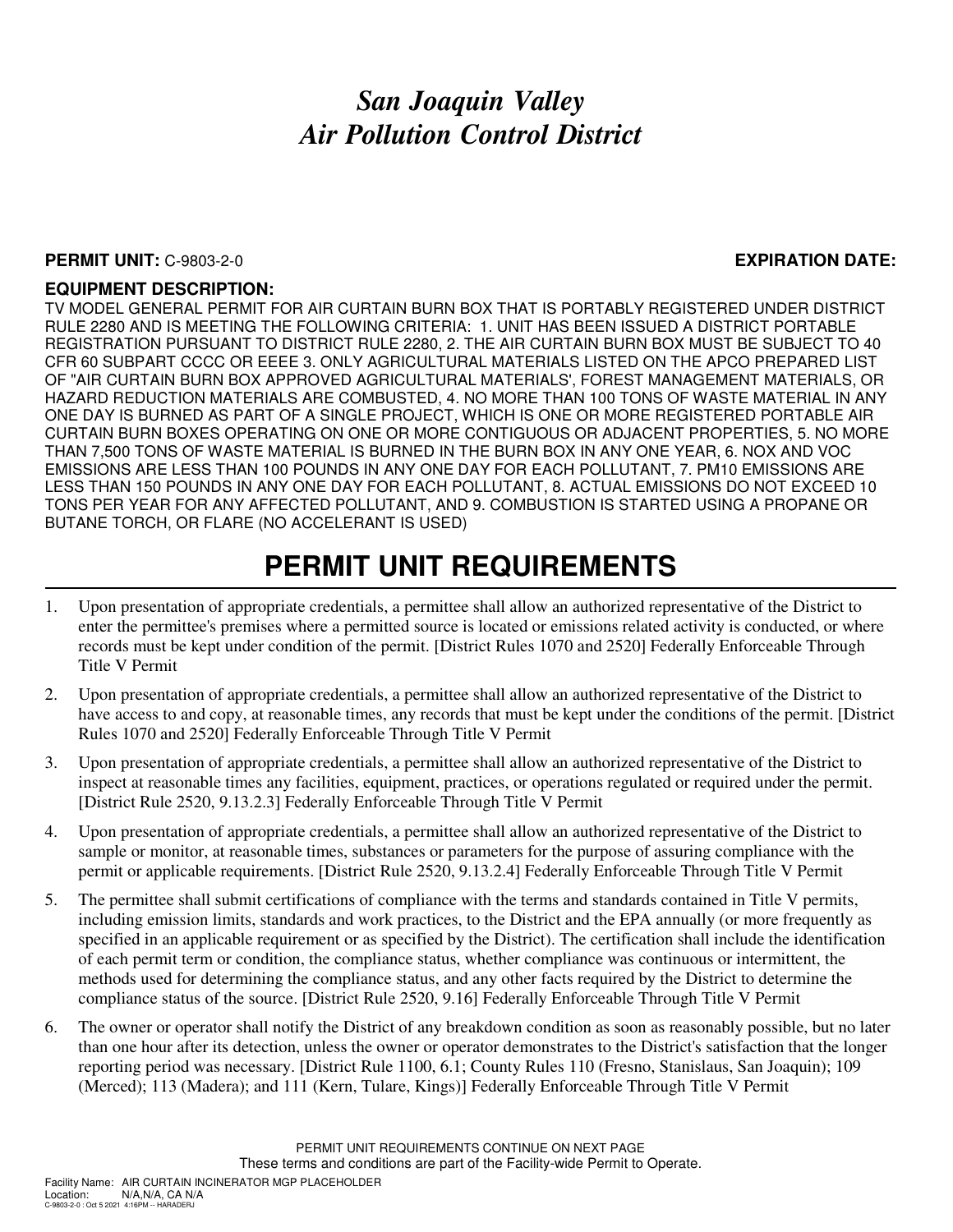# San Joaquin Valley
# Air Pollution Control District

**PERMIT UNIT:** C-9803-2-0 **EXPIRATION DATE:**

**EQUIPMENT DESCRIPTION:**

TV MODEL GENERAL PERMIT FOR AIR CURTAIN BURN BOX THAT IS PORTABLY REGISTERED UNDER DISTRICT RULE 2280 AND IS MEETING THE FOLLOWING CRITERIA: 1. UNIT HAS BEEN ISSUED A DISTRICT PORTABLE REGISTRATION PURSUANT TO DISTRICT RULE 2280, 2. THE AIR CURTAIN BURN BOX MUST BE SUBJECT TO 40 CFR 60 SUBPART CCCC OR EEEE 3. ONLY AGRICULTURAL MATERIALS LISTED ON THE APCO PREPARED LIST OF "AIR CURTAIN BURN BOX APPROVED AGRICULTURAL MATERIALS', FOREST MANAGEMENT MATERIALS, OR HAZARD REDUCTION MATERIALS ARE COMBUSTED, 4. NO MORE THAN 100 TONS OF WASTE MATERIAL IN ANY ONE DAY IS BURNED AS PART OF A SINGLE PROJECT, WHICH IS ONE OR MORE REGISTERED PORTABLE AIR CURTAIN BURN BOXES OPERATING ON ONE OR MORE CONTIGUOUS OR ADJACENT PROPERTIES, 5. NO MORE THAN 7,500 TONS OF WASTE MATERIAL IS BURNED IN THE BURN BOX IN ANY ONE YEAR, 6. NOX AND VOC EMISSIONS ARE LESS THAN 100 POUNDS IN ANY ONE DAY FOR EACH POLLUTANT, 7. PM10 EMISSIONS ARE LESS THAN 150 POUNDS IN ANY ONE DAY FOR EACH POLLUTANT, 8. ACTUAL EMISSIONS DO NOT EXCEED 10 TONS PER YEAR FOR ANY AFFECTED POLLUTANT, AND 9. COMBUSTION IS STARTED USING A PROPANE OR BUTANE TORCH, OR FLARE (NO ACCELERANT IS USED)

## PERMIT UNIT REQUIREMENTS

1. Upon presentation of appropriate credentials, a permittee shall allow an authorized representative of the District to enter the permittee's premises where a permitted source is located or emissions related activity is conducted, or where records must be kept under condition of the permit. [District Rules 1070 and 2520] Federally Enforceable Through Title V Permit
2. Upon presentation of appropriate credentials, a permittee shall allow an authorized representative of the District to have access to and copy, at reasonable times, any records that must be kept under the conditions of the permit. [District Rules 1070 and 2520] Federally Enforceable Through Title V Permit
3. Upon presentation of appropriate credentials, a permittee shall allow an authorized representative of the District to inspect at reasonable times any facilities, equipment, practices, or operations regulated or required under the permit. [District Rule 2520, 9.13.2.3] Federally Enforceable Through Title V Permit
4. Upon presentation of appropriate credentials, a permittee shall allow an authorized representative of the District to sample or monitor, at reasonable times, substances or parameters for the purpose of assuring compliance with the permit or applicable requirements. [District Rule 2520, 9.13.2.4] Federally Enforceable Through Title V Permit
5. The permittee shall submit certifications of compliance with the terms and standards contained in Title V permits, including emission limits, standards and work practices, to the District and the EPA annually (or more frequently as specified in an applicable requirement or as specified by the District). The certification shall include the identification of each permit term or condition, the compliance status, whether compliance was continuous or intermittent, the methods used for determining the compliance status, and any other facts required by the District to determine the compliance status of the source. [District Rule 2520, 9.16] Federally Enforceable Through Title V Permit
6. The owner or operator shall notify the District of any breakdown condition as soon as reasonably possible, but no later than one hour after its detection, unless the owner or operator demonstrates to the District's satisfaction that the longer reporting period was necessary. [District Rule 1100, 6.1; County Rules 110 (Fresno, Stanislaus, San Joaquin); 109 (Merced); 113 (Madera); and 111 (Kern, Tulare, Kings)] Federally Enforceable Through Title V Permit

PERMIT UNIT REQUIREMENTS CONTINUE ON NEXT PAGE

These terms and conditions are part of the Facility-wide Permit to Operate.

Facility Name: AIR CURTAIN INCINERATOR MGP PLACEHOLDER
Location: N/A,N/A, CA N/A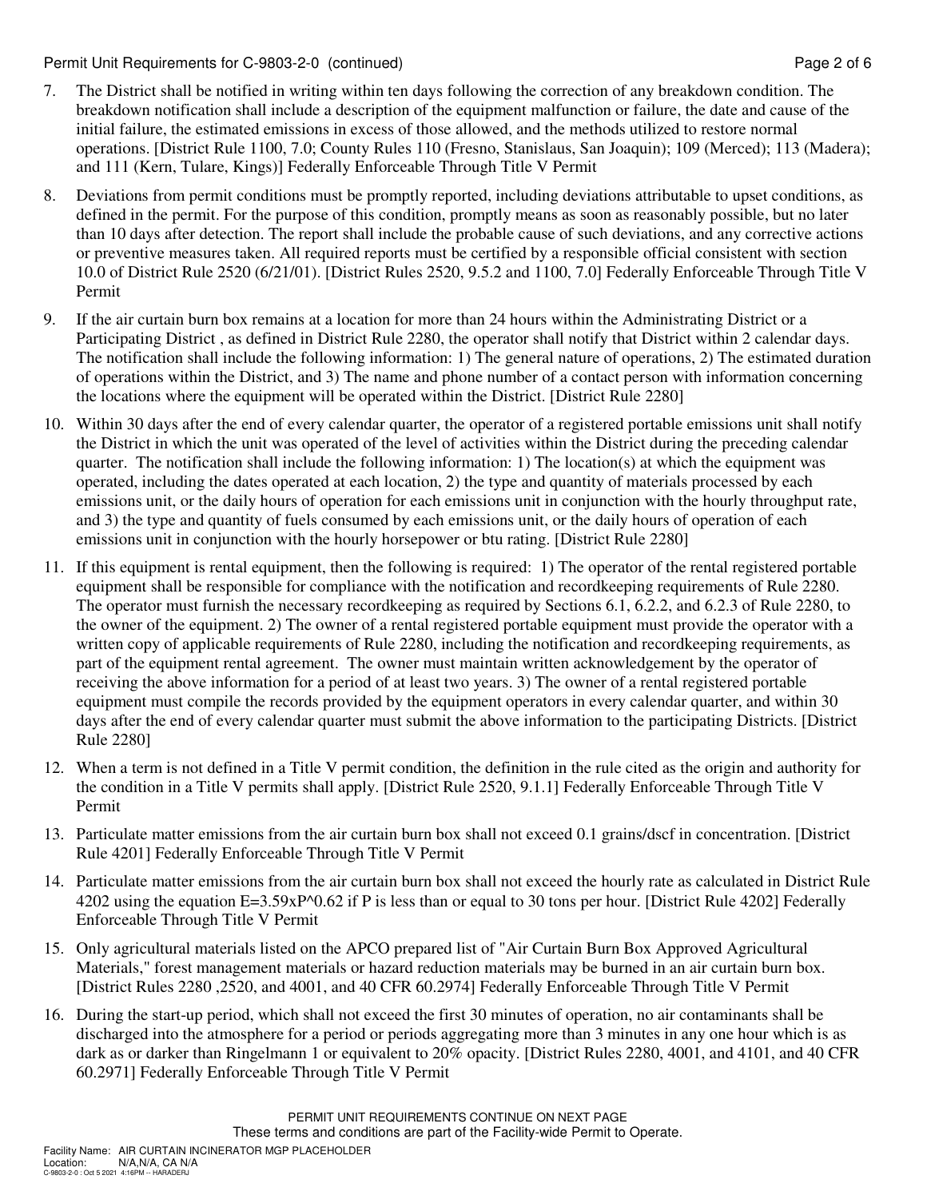7. The District shall be notified in writing within ten days following the correction of any breakdown condition. The breakdown notification shall include a description of the equipment malfunction or failure, the date and cause of the initial failure, the estimated emissions in excess of those allowed, and the methods utilized to restore normal operations. [District Rule 1100, 7.0; County Rules 110 (Fresno, Stanislaus, San Joaquin); 109 (Merced); 113 (Madera); and 111 (Kern, Tulare, Kings)] Federally Enforceable Through Title V Permit

8. Deviations from permit conditions must be promptly reported, including deviations attributable to upset conditions, as defined in the permit. For the purpose of this condition, promptly means as soon as reasonably possible, but no later than 10 days after detection. The report shall include the probable cause of such deviations, and any corrective actions or preventive measures taken. All required reports must be certified by a responsible official consistent with section 10.0 of District Rule 2520 (6/21/01). [District Rules 2520, 9.5.2 and 1100, 7.0] Federally Enforceable Through Title V Permit

9. If the air curtain burn box remains at a location for more than 24 hours within the Administrating District or a Participating District , as defined in District Rule 2280, the operator shall notify that District within 2 calendar days. The notification shall include the following information: 1) The general nature of operations, 2) The estimated duration of operations within the District, and 3) The name and phone number of a contact person with information concerning the locations where the equipment will be operated within the District. [District Rule 2280]

10. Within 30 days after the end of every calendar quarter, the operator of a registered portable emissions unit shall notify the District in which the unit was operated of the level of activities within the District during the preceding calendar quarter. The notification shall include the following information: 1) The location(s) at which the equipment was operated, including the dates operated at each location, 2) the type and quantity of materials processed by each emissions unit, or the daily hours of operation for each emissions unit in conjunction with the hourly throughput rate, and 3) the type and quantity of fuels consumed by each emissions unit, or the daily hours of operation of each emissions unit in conjunction with the hourly horsepower or btu rating. [District Rule 2280]

11. If this equipment is rental equipment, then the following is required: 1) The operator of the rental registered portable equipment shall be responsible for compliance with the notification and recordkeeping requirements of Rule 2280. The operator must furnish the necessary recordkeeping as required by Sections 6.1, 6.2.2, and 6.2.3 of Rule 2280, to the owner of the equipment. 2) The owner of a rental registered portable equipment must provide the operator with a written copy of applicable requirements of Rule 2280, including the notification and recordkeeping requirements, as part of the equipment rental agreement. The owner must maintain written acknowledgement by the operator of receiving the above information for a period of at least two years. 3) The owner of a rental registered portable equipment must compile the records provided by the equipment operators in every calendar quarter, and within 30 days after the end of every calendar quarter must submit the above information to the participating Districts. [District Rule 2280]

12. When a term is not defined in a Title V permit condition, the definition in the rule cited as the origin and authority for the condition in a Title V permits shall apply. [District Rule 2520, 9.1.1] Federally Enforceable Through Title V Permit

13. Particulate matter emissions from the air curtain burn box shall not exceed 0.1 grains/dscf in concentration. [District Rule 4201] Federally Enforceable Through Title V Permit

14. Particulate matter emissions from the air curtain burn box shall not exceed the hourly rate as calculated in District Rule 4202 using the equation $E=3.59 \times P^{0.62}$ if P is less than or equal to 30 tons per hour. [District Rule 4202] Federally Enforceable Through Title V Permit

15. Only agricultural materials listed on the APCO prepared list of "Air Curtain Burn Box Approved Agricultural Materials," forest management materials or hazard reduction materials may be burned in an air curtain burn box. [District Rules 2280 ,2520, and 4001, and 40 CFR 60.2974] Federally Enforceable Through Title V Permit

16. During the start-up period, which shall not exceed the first 30 minutes of operation, no air contaminants shall be discharged into the atmosphere for a period or periods aggregating more than 3 minutes in any one hour which is as dark as or darker than Ringelmann 1 or equivalent to 20% opacity. [District Rules 2280, 4001, and 4101, and 40 CFR 60.2971] Federally Enforceable Through Title V Permit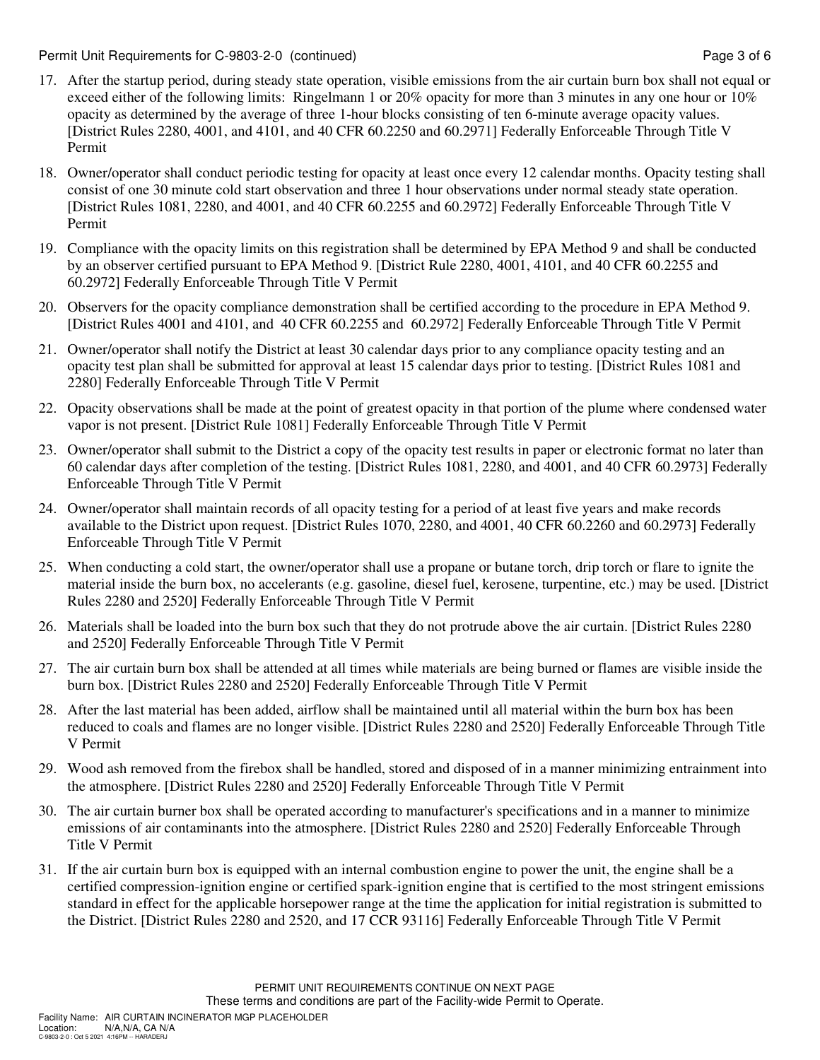17. After the startup period, during steady state operation, visible emissions from the air curtain burn box shall not equal or exceed either of the following limits: Ringelmann 1 or 20% opacity for more than 3 minutes in any one hour or 10% opacity as determined by the average of three 1-hour blocks consisting of ten 6-minute average opacity values. [District Rules 2280, 4001, and 4101, and 40 CFR 60.2250 and 60.2971] Federally Enforceable Through Title V Permit

18. Owner/operator shall conduct periodic testing for opacity at least once every 12 calendar months. Opacity testing shall consist of one 30 minute cold start observation and three 1 hour observations under normal steady state operation. [District Rules 1081, 2280, and 4001, and 40 CFR 60.2255 and 60.2972] Federally Enforceable Through Title V Permit

19. Compliance with the opacity limits on this registration shall be determined by EPA Method 9 and shall be conducted by an observer certified pursuant to EPA Method 9. [District Rule 2280, 4001, 4101, and 40 CFR 60.2255 and 60.2972] Federally Enforceable Through Title V Permit

20. Observers for the opacity compliance demonstration shall be certified according to the procedure in EPA Method 9. [District Rules 4001 and 4101, and 40 CFR 60.2255 and 60.2972] Federally Enforceable Through Title V Permit

21. Owner/operator shall notify the District at least 30 calendar days prior to any compliance opacity testing and an opacity test plan shall be submitted for approval at least 15 calendar days prior to testing. [District Rules 1081 and 2280] Federally Enforceable Through Title V Permit

22. Opacity observations shall be made at the point of greatest opacity in that portion of the plume where condensed water vapor is not present. [District Rule 1081] Federally Enforceable Through Title V Permit

23. Owner/operator shall submit to the District a copy of the opacity test results in paper or electronic format no later than 60 calendar days after completion of the testing. [District Rules 1081, 2280, and 4001, and 40 CFR 60.2973] Federally Enforceable Through Title V Permit

24. Owner/operator shall maintain records of all opacity testing for a period of at least five years and make records available to the District upon request. [District Rules 1070, 2280, and 4001, 40 CFR 60.2260 and 60.2973] Federally Enforceable Through Title V Permit

25. When conducting a cold start, the owner/operator shall use a propane or butane torch, drip torch or flare to ignite the material inside the burn box, no accelerants (e.g. gasoline, diesel fuel, kerosene, turpentine, etc.) may be used. [District Rules 2280 and 2520] Federally Enforceable Through Title V Permit

26. Materials shall be loaded into the burn box such that they do not protrude above the air curtain. [District Rules 2280 and 2520] Federally Enforceable Through Title V Permit

27. The air curtain burn box shall be attended at all times while materials are being burned or flames are visible inside the burn box. [District Rules 2280 and 2520] Federally Enforceable Through Title V Permit

28. After the last material has been added, airflow shall be maintained until all material within the burn box has been reduced to coals and flames are no longer visible. [District Rules 2280 and 2520] Federally Enforceable Through Title V Permit

29. Wood ash removed from the firebox shall be handled, stored and disposed of in a manner minimizing entrainment into the atmosphere. [District Rules 2280 and 2520] Federally Enforceable Through Title V Permit

30. The air curtain burner box shall be operated according to manufacturer's specifications and in a manner to minimize emissions of air contaminants into the atmosphere. [District Rules 2280 and 2520] Federally Enforceable Through Title V Permit

31. If the air curtain burn box is equipped with an internal combustion engine to power the unit, the engine shall be a certified compression-ignition engine or certified spark-ignition engine that is certified to the most stringent emissions standard in effect for the applicable horsepower range at the time the application for initial registration is submitted to the District. [District Rules 2280 and 2520, and 17 CCR 93116] Federally Enforceable Through Title V Permit

PERMIT UNIT REQUIREMENTS CONTINUE ON NEXT PAGE
These terms and conditions are part of the Facility-wide Permit to Operate.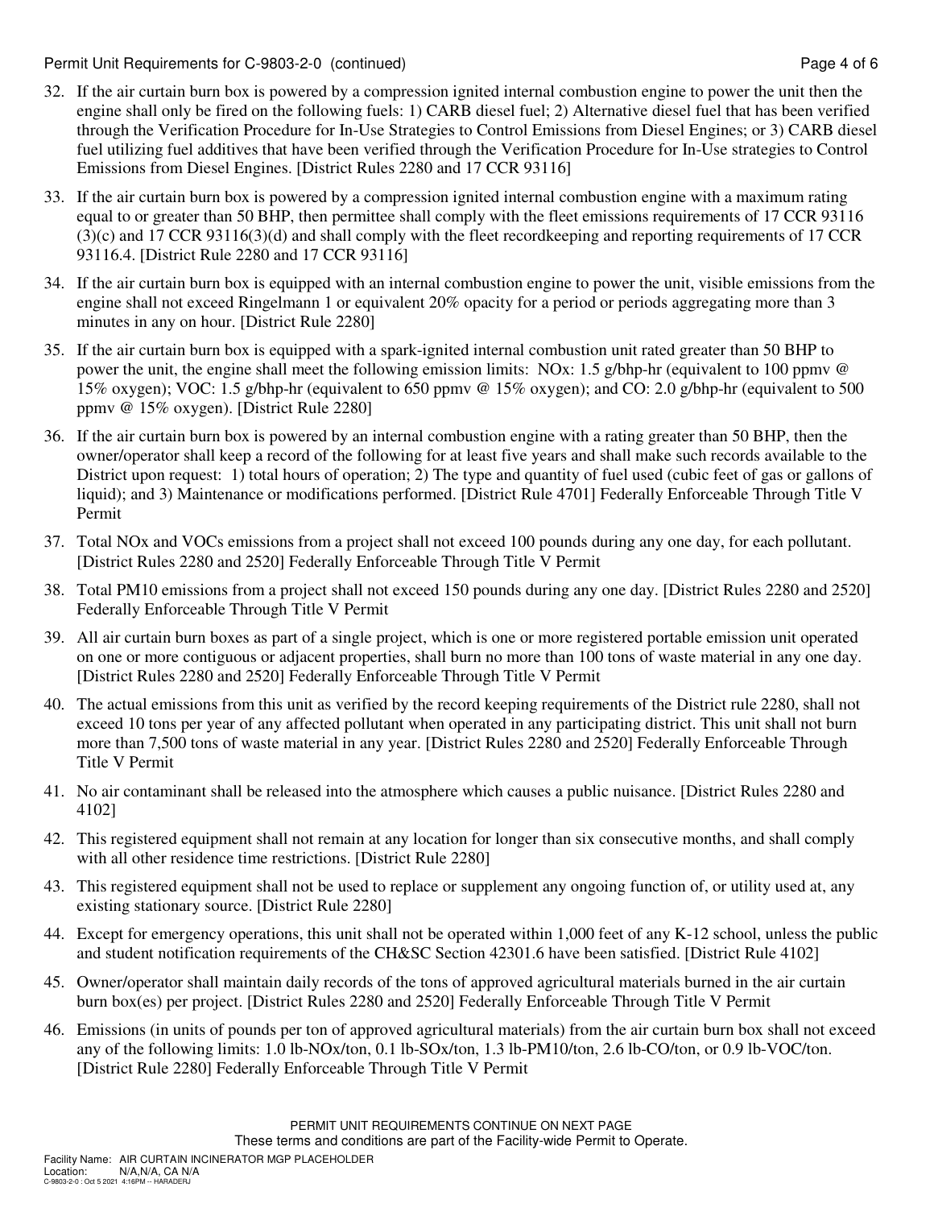32. If the air curtain burn box is powered by a compression ignited internal combustion engine to power the unit then the engine shall only be fired on the following fuels: 1) CARB diesel fuel; 2) Alternative diesel fuel that has been verified through the Verification Procedure for In-Use Strategies to Control Emissions from Diesel Engines; or 3) CARB diesel fuel utilizing fuel additives that have been verified through the Verification Procedure for In-Use strategies to Control Emissions from Diesel Engines. [District Rules 2280 and 17 CCR 93116]

33. If the air curtain burn box is powered by a compression ignited internal combustion engine with a maximum rating equal to or greater than 50 BHP, then permittee shall comply with the fleet emissions requirements of 17 CCR 93116 (3)(c) and 17 CCR 93116(3)(d) and shall comply with the fleet recordkeeping and reporting requirements of 17 CCR 93116.4. [District Rule 2280 and 17 CCR 93116]

34. If the air curtain burn box is equipped with an internal combustion engine to power the unit, visible emissions from the engine shall not exceed Ringelmann 1 or equivalent 20% opacity for a period or periods aggregating more than 3 minutes in any on hour. [District Rule 2280]

35. If the air curtain burn box is equipped with a spark-ignited internal combustion unit rated greater than 50 BHP to power the unit, the engine shall meet the following emission limits: NOx: 1.5 g/bhp-hr (equivalent to 100 ppmv @ 15% oxygen); VOC: 1.5 g/bhp-hr (equivalent to 650 ppmv @ 15% oxygen); and CO: 2.0 g/bhp-hr (equivalent to 500 ppmv @ 15% oxygen). [District Rule 2280]

36. If the air curtain burn box is powered by an internal combustion engine with a rating greater than 50 BHP, then the owner/operator shall keep a record of the following for at least five years and shall make such records available to the District upon request: 1) total hours of operation; 2) The type and quantity of fuel used (cubic feet of gas or gallons of liquid); and 3) Maintenance or modifications performed. [District Rule 4701] Federally Enforceable Through Title V Permit

37. Total NOx and VOCs emissions from a project shall not exceed 100 pounds during any one day, for each pollutant. [District Rules 2280 and 2520] Federally Enforceable Through Title V Permit

38. Total PM10 emissions from a project shall not exceed 150 pounds during any one day. [District Rules 2280 and 2520] Federally Enforceable Through Title V Permit

39. All air curtain burn boxes as part of a single project, which is one or more registered portable emission unit operated on one or more contiguous or adjacent properties, shall burn no more than 100 tons of waste material in any one day. [District Rules 2280 and 2520] Federally Enforceable Through Title V Permit

40. The actual emissions from this unit as verified by the record keeping requirements of the District rule 2280, shall not exceed 10 tons per year of any affected pollutant when operated in any participating district. This unit shall not burn more than 7,500 tons of waste material in any year. [District Rules 2280 and 2520] Federally Enforceable Through Title V Permit

41. No air contaminant shall be released into the atmosphere which causes a public nuisance. [District Rules 2280 and 4102]

42. This registered equipment shall not remain at any location for longer than six consecutive months, and shall comply with all other residence time restrictions. [District Rule 2280]

43. This registered equipment shall not be used to replace or supplement any ongoing function of, or utility used at, any existing stationary source. [District Rule 2280]

44. Except for emergency operations, this unit shall not be operated within 1,000 feet of any K-12 school, unless the public and student notification requirements of the CH&SC Section 42301.6 have been satisfied. [District Rule 4102]

45. Owner/operator shall maintain daily records of the tons of approved agricultural materials burned in the air curtain burn box(es) per project. [District Rules 2280 and 2520] Federally Enforceable Through Title V Permit

46. Emissions (in units of pounds per ton of approved agricultural materials) from the air curtain burn box shall not exceed any of the following limits: 1.0 lb-NOx/ton, 0.1 lb-SOx/ton, 1.3 lb-PM10/ton, 2.6 lb-CO/ton, or 0.9 lb-VOC/ton. [District Rule 2280] Federally Enforceable Through Title V Permit

PERMIT UNIT REQUIREMENTS CONTINUE ON NEXT PAGE

These terms and conditions are part of the Facility-wide Permit to Operate.

Facility Name: AIR CURTAIN INCINERATOR MGP PLACEHOLDER
Location: N/A,N/A, CA N/A
C-9803-2-0 : Oct 5 2021 4:16PM -- HARADERJ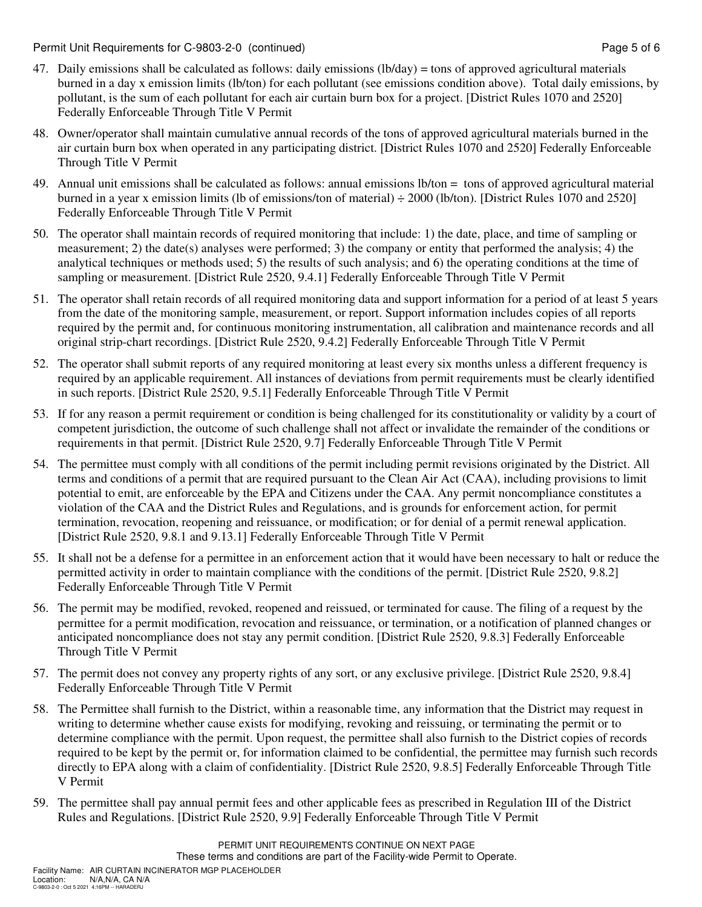47. Daily emissions shall be calculated as follows: daily emissions (lb/day) = tons of approved agricultural materials burned in a day x emission limits (lb/ton) for each pollutant (see emissions condition above). Total daily emissions, by pollutant, is the sum of each pollutant for each air curtain burn box for a project. [District Rules 1070 and 2520] Federally Enforceable Through Title V Permit

48. Owner/operator shall maintain cumulative annual records of the tons of approved agricultural materials burned in the air curtain burn box when operated in any participating district. [District Rules 1070 and 2520] Federally Enforceable Through Title V Permit

49. Annual unit emissions shall be calculated as follows: annual emissions lb/ton = tons of approved agricultural material burned in a year x emission limits (lb of emissions/ton of material) ÷ 2000 (lb/ton). [District Rules 1070 and 2520] Federally Enforceable Through Title V Permit

50. The operator shall maintain records of required monitoring that include: 1) the date, place, and time of sampling or measurement; 2) the date(s) analyses were performed; 3) the company or entity that performed the analysis; 4) the analytical techniques or methods used; 5) the results of such analysis; and 6) the operating conditions at the time of sampling or measurement. [District Rule 2520, 9.4.1] Federally Enforceable Through Title V Permit

51. The operator shall retain records of all required monitoring data and support information for a period of at least 5 years from the date of the monitoring sample, measurement, or report. Support information includes copies of all reports required by the permit and, for continuous monitoring instrumentation, all calibration and maintenance records and all original strip-chart recordings. [District Rule 2520, 9.4.2] Federally Enforceable Through Title V Permit

52. The operator shall submit reports of any required monitoring at least every six months unless a different frequency is required by an applicable requirement. All instances of deviations from permit requirements must be clearly identified in such reports. [District Rule 2520, 9.5.1] Federally Enforceable Through Title V Permit

53. If for any reason a permit requirement or condition is being challenged for its constitutionality or validity by a court of competent jurisdiction, the outcome of such challenge shall not affect or invalidate the remainder of the conditions or requirements in that permit. [District Rule 2520, 9.7] Federally Enforceable Through Title V Permit

54. The permittee must comply with all conditions of the permit including permit revisions originated by the District. All terms and conditions of a permit that are required pursuant to the Clean Air Act (CAA), including provisions to limit potential to emit, are enforceable by the EPA and Citizens under the CAA. Any permit noncompliance constitutes a violation of the CAA and the District Rules and Regulations, and is grounds for enforcement action, for permit termination, revocation, reopening and reissuance, or modification; or for denial of a permit renewal application. [District Rule 2520, 9.8.1 and 9.13.1] Federally Enforceable Through Title V Permit

55. It shall not be a defense for a permittee in an enforcement action that it would have been necessary to halt or reduce the permitted activity in order to maintain compliance with the conditions of the permit. [District Rule 2520, 9.8.2] Federally Enforceable Through Title V Permit

56. The permit may be modified, revoked, reopened and reissued, or terminated for cause. The filing of a request by the permittee for a permit modification, revocation and reissuance, or termination, or a notification of planned changes or anticipated noncompliance does not stay any permit condition. [District Rule 2520, 9.8.3] Federally Enforceable Through Title V Permit

57. The permit does not convey any property rights of any sort, or any exclusive privilege. [District Rule 2520, 9.8.4] Federally Enforceable Through Title V Permit

58. The Permittee shall furnish to the District, within a reasonable time, any information that the District may request in writing to determine whether cause exists for modifying, revoking and reissuing, or terminating the permit or to determine compliance with the permit. Upon request, the permittee shall also furnish to the District copies of records required to be kept by the permit or, for information claimed to be confidential, the permittee may furnish such records directly to EPA along with a claim of confidentiality. [District Rule 2520, 9.8.5] Federally Enforceable Through Title V Permit

59. The permittee shall pay annual permit fees and other applicable fees as prescribed in Regulation III of the District Rules and Regulations. [District Rule 2520, 9.9] Federally Enforceable Through Title V Permit

PERMIT UNIT REQUIREMENTS CONTINUE ON NEXT PAGE

These terms and conditions are part of the Facility-wide Permit to Operate.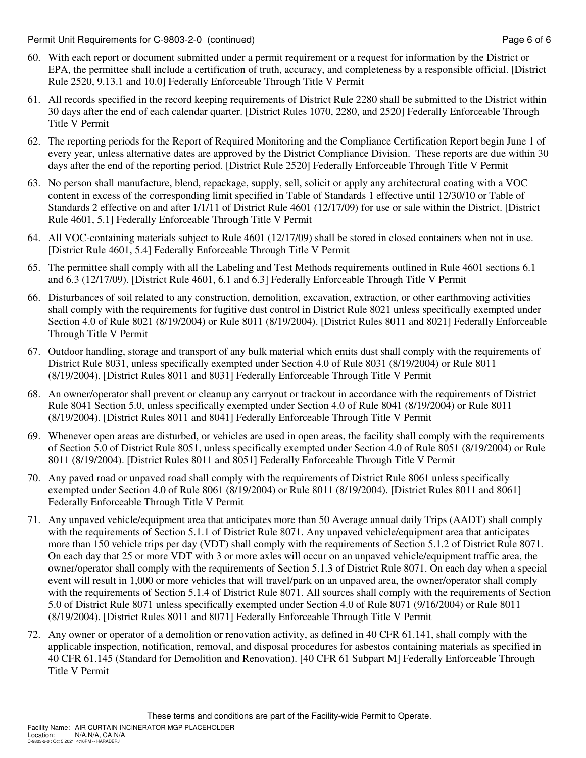60. With each report or document submitted under a permit requirement or a request for information by the District or EPA, the permittee shall include a certification of truth, accuracy, and completeness by a responsible official. [District Rule 2520, 9.13.1 and 10.0] Federally Enforceable Through Title V Permit

61. All records specified in the record keeping requirements of District Rule 2280 shall be submitted to the District within 30 days after the end of each calendar quarter. [District Rules 1070, 2280, and 2520] Federally Enforceable Through Title V Permit

62. The reporting periods for the Report of Required Monitoring and the Compliance Certification Report begin June 1 of every year, unless alternative dates are approved by the District Compliance Division. These reports are due within 30 days after the end of the reporting period. [District Rule 2520] Federally Enforceable Through Title V Permit

63. No person shall manufacture, blend, repackage, supply, sell, solicit or apply any architectural coating with a VOC content in excess of the corresponding limit specified in Table of Standards 1 effective until 12/30/10 or Table of Standards 2 effective on and after 1/1/11 of District Rule 4601 (12/17/09) for use or sale within the District. [District Rule 4601, 5.1] Federally Enforceable Through Title V Permit

64. All VOC-containing materials subject to Rule 4601 (12/17/09) shall be stored in closed containers when not in use. [District Rule 4601, 5.4] Federally Enforceable Through Title V Permit

65. The permittee shall comply with all the Labeling and Test Methods requirements outlined in Rule 4601 sections 6.1 and 6.3 (12/17/09). [District Rule 4601, 6.1 and 6.3] Federally Enforceable Through Title V Permit

66. Disturbances of soil related to any construction, demolition, excavation, extraction, or other earthmoving activities shall comply with the requirements for fugitive dust control in District Rule 8021 unless specifically exempted under Section 4.0 of Rule 8021 (8/19/2004) or Rule 8011 (8/19/2004). [District Rules 8011 and 8021] Federally Enforceable Through Title V Permit

67. Outdoor handling, storage and transport of any bulk material which emits dust shall comply with the requirements of District Rule 8031, unless specifically exempted under Section 4.0 of Rule 8031 (8/19/2004) or Rule 8011 (8/19/2004). [District Rules 8011 and 8031] Federally Enforceable Through Title V Permit

68. An owner/operator shall prevent or cleanup any carryout or trackout in accordance with the requirements of District Rule 8041 Section 5.0, unless specifically exempted under Section 4.0 of Rule 8041 (8/19/2004) or Rule 8011 (8/19/2004). [District Rules 8011 and 8041] Federally Enforceable Through Title V Permit

69. Whenever open areas are disturbed, or vehicles are used in open areas, the facility shall comply with the requirements of Section 5.0 of District Rule 8051, unless specifically exempted under Section 4.0 of Rule 8051 (8/19/2004) or Rule 8011 (8/19/2004). [District Rules 8011 and 8051] Federally Enforceable Through Title V Permit

70. Any paved road or unpaved road shall comply with the requirements of District Rule 8061 unless specifically exempted under Section 4.0 of Rule 8061 (8/19/2004) or Rule 8011 (8/19/2004). [District Rules 8011 and 8061] Federally Enforceable Through Title V Permit

71. Any unpaved vehicle/equipment area that anticipates more than 50 Average annual daily Trips (AADT) shall comply with the requirements of Section 5.1.1 of District Rule 8071. Any unpaved vehicle/equipment area that anticipates more than 150 vehicle trips per day (VDT) shall comply with the requirements of Section 5.1.2 of District Rule 8071. On each day that 25 or more VDT with 3 or more axles will occur on an unpaved vehicle/equipment traffic area, the owner/operator shall comply with the requirements of Section 5.1.3 of District Rule 8071. On each day when a special event will result in 1,000 or more vehicles that will travel/park on an unpaved area, the owner/operator shall comply with the requirements of Section 5.1.4 of District Rule 8071. All sources shall comply with the requirements of Section 5.0 of District Rule 8071 unless specifically exempted under Section 4.0 of Rule 8071 (9/16/2004) or Rule 8011 (8/19/2004). [District Rules 8011 and 8071] Federally Enforceable Through Title V Permit

72. Any owner or operator of a demolition or renovation activity, as defined in 40 CFR 61.141, shall comply with the applicable inspection, notification, removal, and disposal procedures for asbestos containing materials as specified in 40 CFR 61.145 (Standard for Demolition and Renovation). [40 CFR 61 Subpart M] Federally Enforceable Through Title V Permit